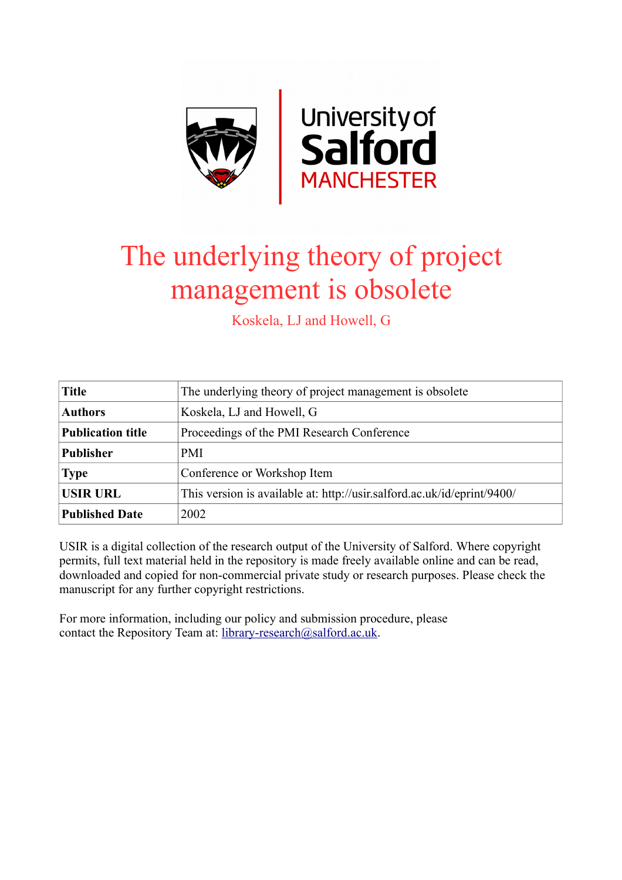# The underlying theory of project management is obsolete

Koskela, LJ and Howell, G

| Title | The underlying theory of project management is obsolete |
|---|---|
| Authors | Koskela, LJ and Howell, G |
| Publication title | Proceedings of the PMI Research Conference |
| Publisher | PMI |
| Type | Conference or Workshop Item |
| USIR URL | This version is available at: http://usir.salford.ac.uk/id/eprint/9400/ |
| Published Date | 2002 |

USIR is a digital collection of the research output of the University of Salford. Where copyright permits, full text material held in the repository is made freely available online and can be read, downloaded and copied for non-commercial private study or research purposes. Please check the manuscript for any further copyright restrictions.

For more information, including our policy and submission procedure, please contact the Repository Team at: library-research@salford.ac.uk.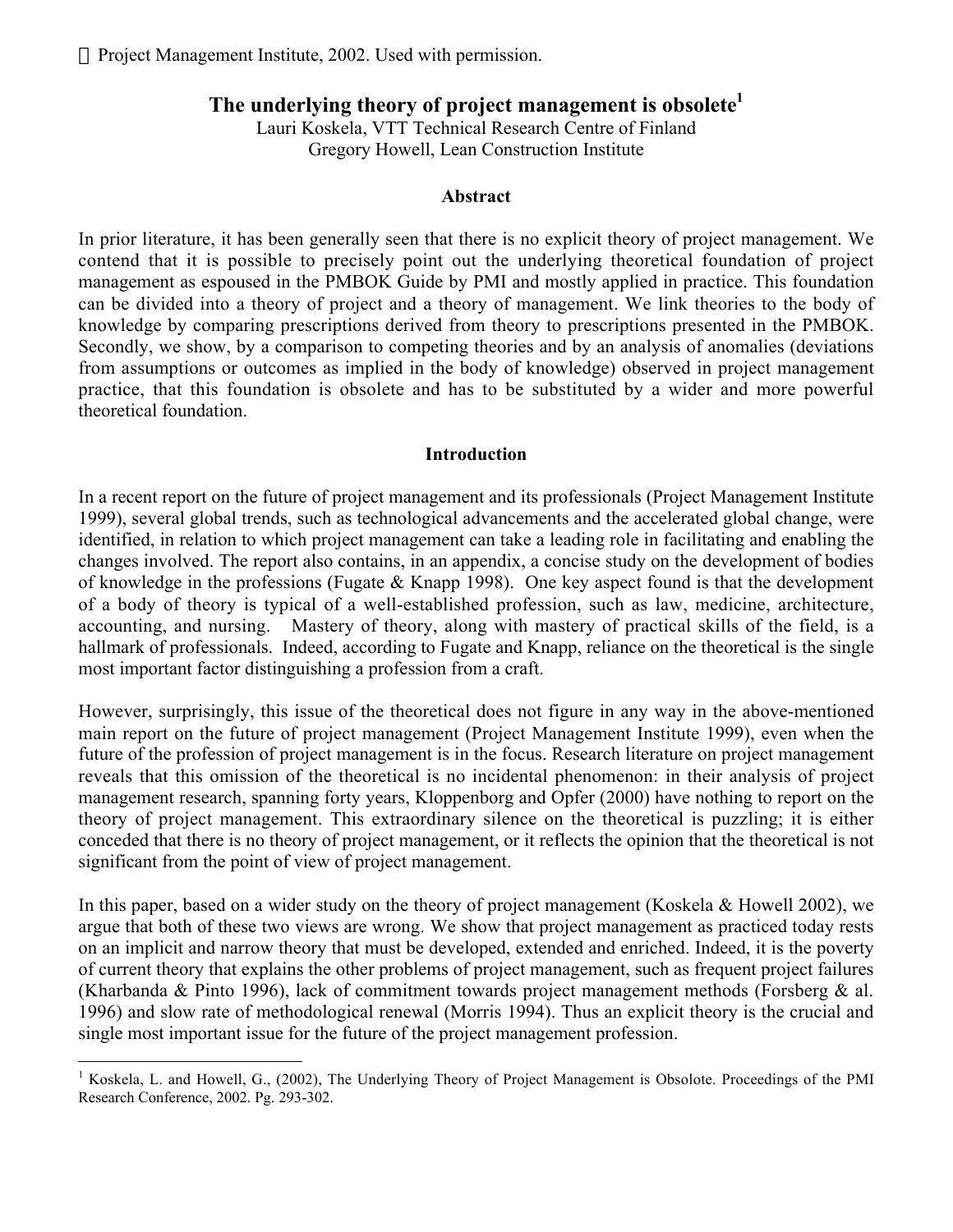© Project Management Institute, 2002. Used with permission.

# The underlying theory of project management is obsolete[1]

Lauri Koskela, VTT Technical Research Centre of Finland
Gregory Howell, Lean Construction Institute

## Abstract

In prior literature, it has been generally seen that there is no explicit theory of project management. We contend that it is possible to precisely point out the underlying theoretical foundation of project management as espoused in the PMBOK Guide by PMI and mostly applied in practice. This foundation can be divided into a theory of project and a theory of management. We link theories to the body of knowledge by comparing prescriptions derived from theory to prescriptions presented in the PMBOK. Secondly, we show, by a comparison to competing theories and by an analysis of anomalies (deviations from assumptions or outcomes as implied in the body of knowledge) observed in project management practice, that this foundation is obsolete and has to be substituted by a wider and more powerful theoretical foundation.

## Introduction

In a recent report on the future of project management and its professionals (Project Management Institute 1999), several global trends, such as technological advancements and the accelerated global change, were identified, in relation to which project management can take a leading role in facilitating and enabling the changes involved. The report also contains, in an appendix, a concise study on the development of bodies of knowledge in the professions (Fugate & Knapp 1998). One key aspect found is that the development of a body of theory is typical of a well-established profession, such as law, medicine, architecture, accounting, and nursing. Mastery of theory, along with mastery of practical skills of the field, is a hallmark of professionals. Indeed, according to Fugate and Knapp, reliance on the theoretical is the single most important factor distinguishing a profession from a craft.

However, surprisingly, this issue of the theoretical does not figure in any way in the above-mentioned main report on the future of project management (Project Management Institute 1999), even when the future of the profession of project management is in the focus. Research literature on project management reveals that this omission of the theoretical is no incidental phenomenon: in their analysis of project management research, spanning forty years, Kloppenborg and Opfer (2000) have nothing to report on the theory of project management. This extraordinary silence on the theoretical is puzzling; it is either conceded that there is no theory of project management, or it reflects the opinion that the theoretical is not significant from the point of view of project management.

In this paper, based on a wider study on the theory of project management (Koskela & Howell 2002), we argue that both of these two views are wrong. We show that project management as practiced today rests on an implicit and narrow theory that must be developed, extended and enriched. Indeed, it is the poverty of current theory that explains the other problems of project management, such as frequent project failures (Kharbanda & Pinto 1996), lack of commitment towards project management methods (Forsberg & al. 1996) and slow rate of methodological renewal (Morris 1994). Thus an explicit theory is the crucial and single most important issue for the future of the project management profession.

---

[1] Koskela, L. and Howell, G., (2002), The Underlying Theory of Project Management is Obsolote. Proceedings of the PMI Research Conference, 2002. Pg. 293-302.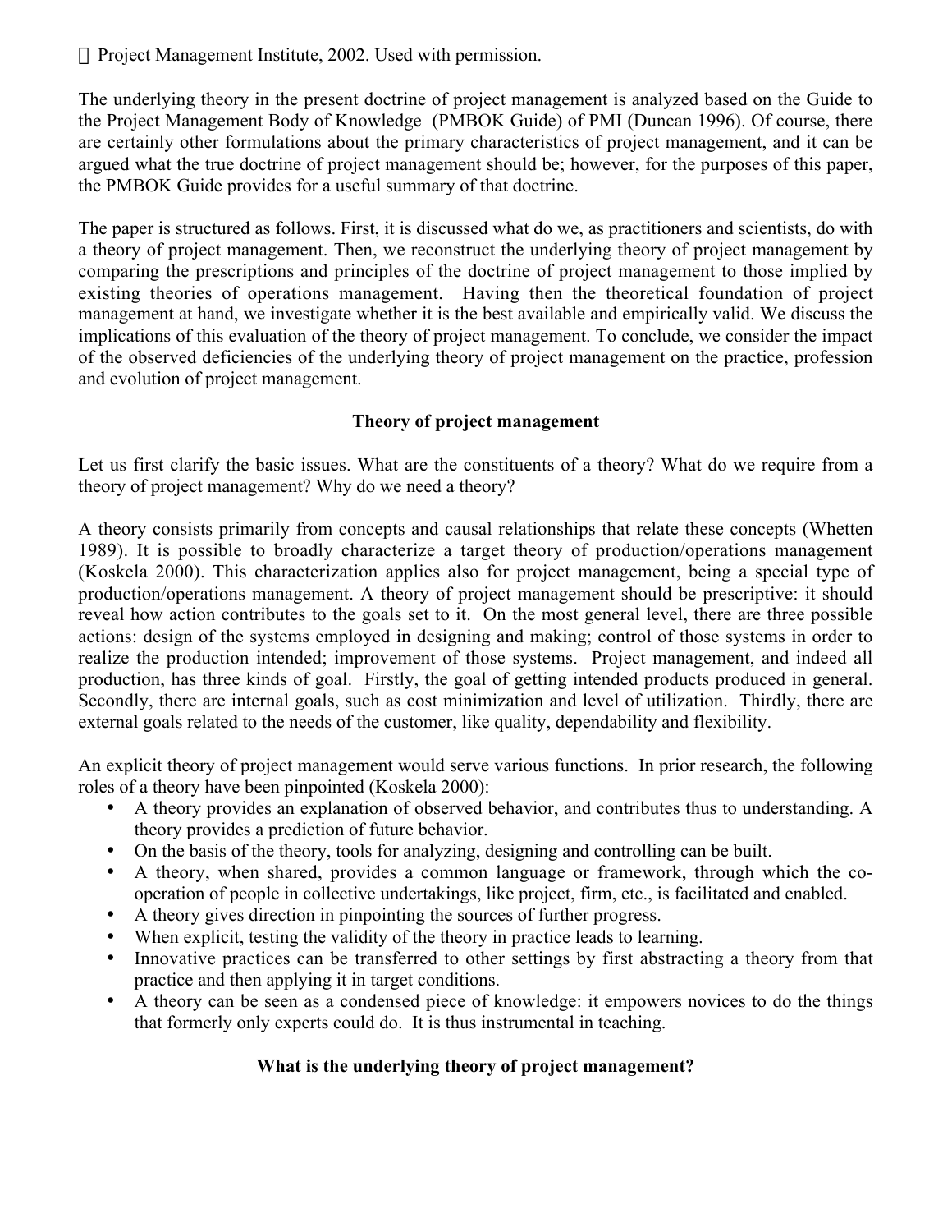© Project Management Institute, 2002. Used with permission.

The underlying theory in the present doctrine of project management is analyzed based on the Guide to the Project Management Body of Knowledge (PMBOK Guide) of PMI (Duncan 1996). Of course, there are certainly other formulations about the primary characteristics of project management, and it can be argued what the true doctrine of project management should be; however, for the purposes of this paper, the PMBOK Guide provides for a useful summary of that doctrine.

The paper is structured as follows. First, it is discussed what do we, as practitioners and scientists, do with a theory of project management. Then, we reconstruct the underlying theory of project management by comparing the prescriptions and principles of the doctrine of project management to those implied by existing theories of operations management. Having then the theoretical foundation of project management at hand, we investigate whether it is the best available and empirically valid. We discuss the implications of this evaluation of the theory of project management. To conclude, we consider the impact of the observed deficiencies of the underlying theory of project management on the practice, profession and evolution of project management.

## Theory of project management

Let us first clarify the basic issues. What are the constituents of a theory? What do we require from a theory of project management? Why do we need a theory?

A theory consists primarily from concepts and causal relationships that relate these concepts (Whetten 1989). It is possible to broadly characterize a target theory of production/operations management (Koskela 2000). This characterization applies also for project management, being a special type of production/operations management. A theory of project management should be prescriptive: it should reveal how action contributes to the goals set to it. On the most general level, there are three possible actions: design of the systems employed in designing and making; control of those systems in order to realize the production intended; improvement of those systems. Project management, and indeed all production, has three kinds of goal. Firstly, the goal of getting intended products produced in general. Secondly, there are internal goals, such as cost minimization and level of utilization. Thirdly, there are external goals related to the needs of the customer, like quality, dependability and flexibility.

An explicit theory of project management would serve various functions. In prior research, the following roles of a theory have been pinpointed (Koskela 2000):

- A theory provides an explanation of observed behavior, and contributes thus to understanding. A theory provides a prediction of future behavior.
- On the basis of the theory, tools for analyzing, designing and controlling can be built.
- A theory, when shared, provides a common language or framework, through which the co-operation of people in collective undertakings, like project, firm, etc., is facilitated and enabled.
- A theory gives direction in pinpointing the sources of further progress.
- When explicit, testing the validity of the theory in practice leads to learning.
- Innovative practices can be transferred to other settings by first abstracting a theory from that practice and then applying it in target conditions.
- A theory can be seen as a condensed piece of knowledge: it empowers novices to do the things that formerly only experts could do. It is thus instrumental in teaching.

## What is the underlying theory of project management?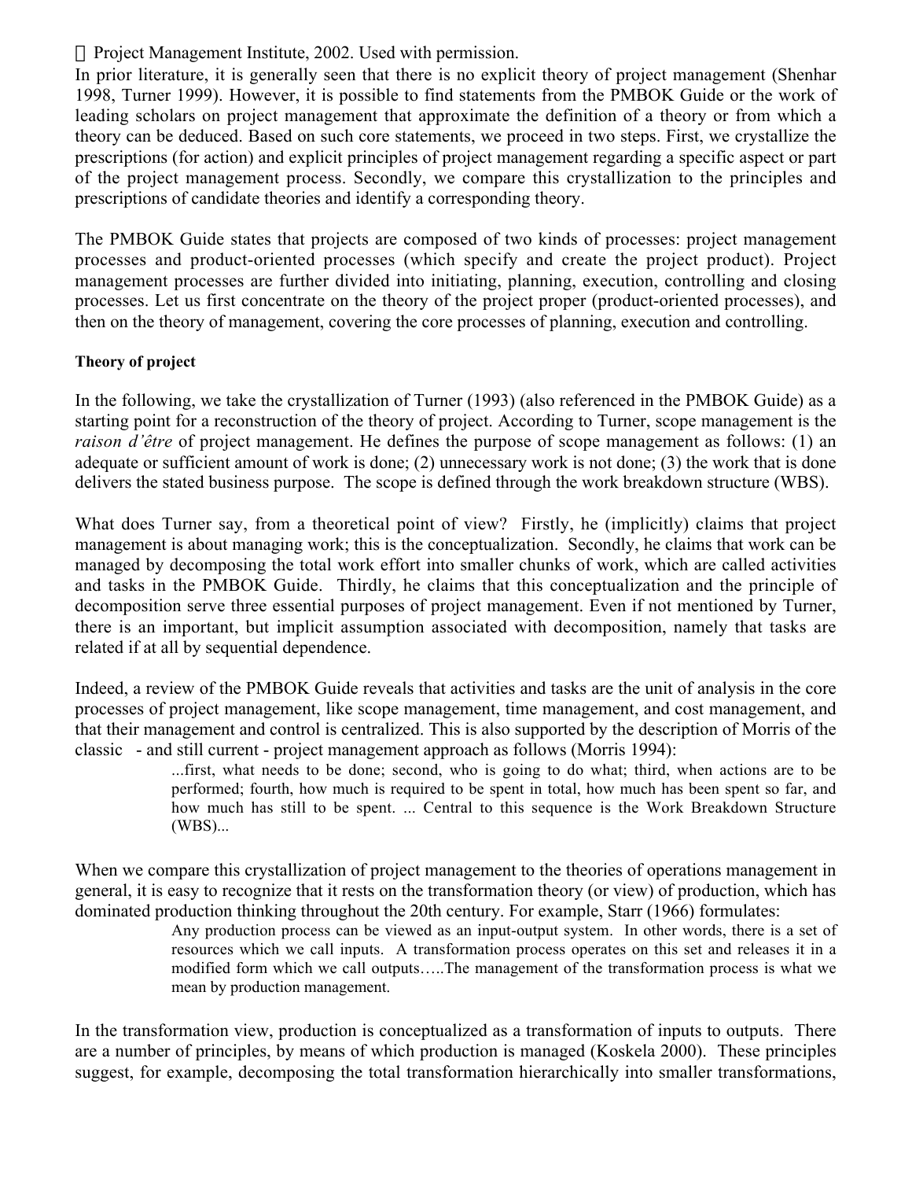Project Management Institute, 2002. Used with permission.

In prior literature, it is generally seen that there is no explicit theory of project management (Shenhar 1998, Turner 1999). However, it is possible to find statements from the PMBOK Guide or the work of leading scholars on project management that approximate the definition of a theory or from which a theory can be deduced. Based on such core statements, we proceed in two steps. First, we crystallize the prescriptions (for action) and explicit principles of project management regarding a specific aspect or part of the project management process. Secondly, we compare this crystallization to the principles and prescriptions of candidate theories and identify a corresponding theory.

The PMBOK Guide states that projects are composed of two kinds of processes: project management processes and product-oriented processes (which specify and create the project product). Project management processes are further divided into initiating, planning, execution, controlling and closing processes. Let us first concentrate on the theory of the project proper (product-oriented processes), and then on the theory of management, covering the core processes of planning, execution and controlling.

**Theory of project**

In the following, we take the crystallization of Turner (1993) (also referenced in the PMBOK Guide) as a starting point for a reconstruction of the theory of project. According to Turner, scope management is the *raison d'être* of project management. He defines the purpose of scope management as follows: (1) an adequate or sufficient amount of work is done; (2) unnecessary work is not done; (3) the work that is done delivers the stated business purpose. The scope is defined through the work breakdown structure (WBS).

What does Turner say, from a theoretical point of view? Firstly, he (implicitly) claims that project management is about managing work; this is the conceptualization. Secondly, he claims that work can be managed by decomposing the total work effort into smaller chunks of work, which are called activities and tasks in the PMBOK Guide. Thirdly, he claims that this conceptualization and the principle of decomposition serve three essential purposes of project management. Even if not mentioned by Turner, there is an important, but implicit assumption associated with decomposition, namely that tasks are related if at all by sequential dependence.

Indeed, a review of the PMBOK Guide reveals that activities and tasks are the unit of analysis in the core processes of project management, like scope management, time management, and cost management, and that their management and control is centralized. This is also supported by the description of Morris of the classic - and still current - project management approach as follows (Morris 1994):

> ...first, what needs to be done; second, who is going to do what; third, when actions are to be performed; fourth, how much is required to be spent in total, how much has been spent so far, and how much has still to be spent. ... Central to this sequence is the Work Breakdown Structure (WBS)...

When we compare this crystallization of project management to the theories of operations management in general, it is easy to recognize that it rests on the transformation theory (or view) of production, which has dominated production thinking throughout the 20th century. For example, Starr (1966) formulates:

> Any production process can be viewed as an input-output system. In other words, there is a set of resources which we call inputs. A transformation process operates on this set and releases it in a modified form which we call outputs…..The management of the transformation process is what we mean by production management.

In the transformation view, production is conceptualized as a transformation of inputs to outputs. There are a number of principles, by means of which production is managed (Koskela 2000). These principles suggest, for example, decomposing the total transformation hierarchically into smaller transformations,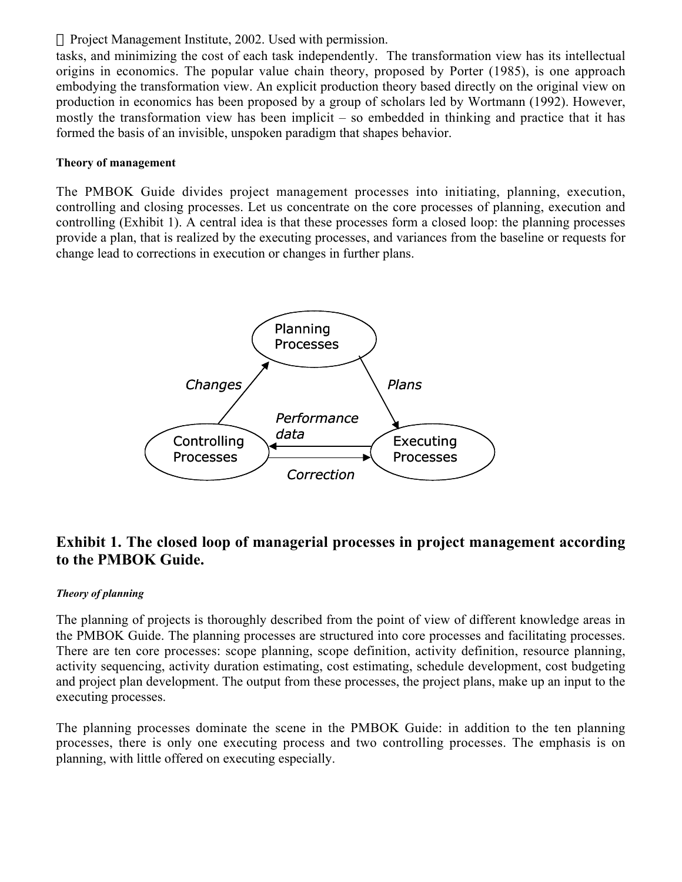Project Management Institute, 2002. Used with permission.

tasks, and minimizing the cost of each task independently. The transformation view has its intellectual origins in economics. The popular value chain theory, proposed by Porter (1985), is one approach embodying the transformation view. An explicit production theory based directly on the original view on production in economics has been proposed by a group of scholars led by Wortmann (1992). However, mostly the transformation view has been implicit – so embedded in thinking and practice that it has formed the basis of an invisible, unspoken paradigm that shapes behavior.

#### Theory of management

The PMBOK Guide divides project management processes into initiating, planning, execution, controlling and closing processes. Let us concentrate on the core processes of planning, execution and controlling (Exhibit 1). A central idea is that these processes form a closed loop: the planning processes provide a plan, that is realized by the executing processes, and variances from the baseline or requests for change lead to corrections in execution or changes in further plans.

Planning Processes

Changes

Plans

Performance data

Controlling Processes

Executing Processes

Correction

## Exhibit 1. The closed loop of managerial processes in project management according to the PMBOK Guide.

***Theory of planning***

The planning of projects is thoroughly described from the point of view of different knowledge areas in the PMBOK Guide. The planning processes are structured into core processes and facilitating processes. There are ten core processes: scope planning, scope definition, activity definition, resource planning, activity sequencing, activity duration estimating, cost estimating, schedule development, cost budgeting and project plan development. The output from these processes, the project plans, make up an input to the executing processes.

The planning processes dominate the scene in the PMBOK Guide: in addition to the ten planning processes, there is only one executing process and two controlling processes. The emphasis is on planning, with little offered on executing especially.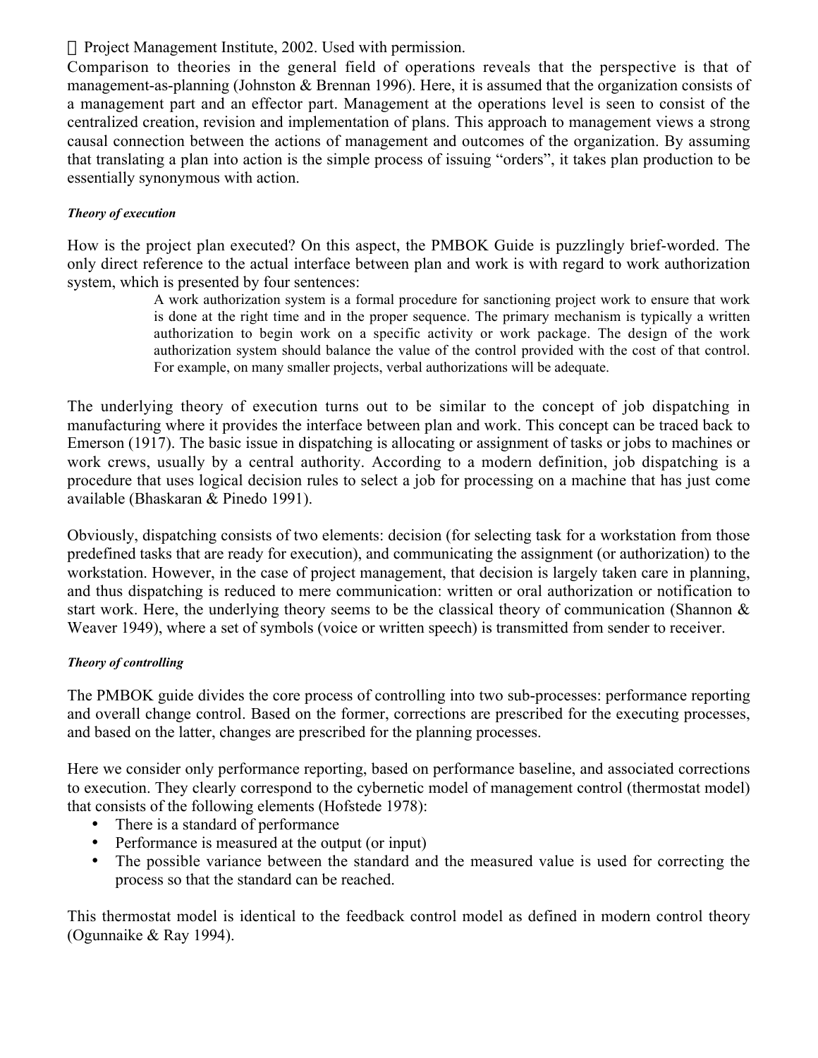Project Management Institute, 2002. Used with permission.

Comparison to theories in the general field of operations reveals that the perspective is that of management-as-planning (Johnston & Brennan 1996). Here, it is assumed that the organization consists of a management part and an effector part. Management at the operations level is seen to consist of the centralized creation, revision and implementation of plans. This approach to management views a strong causal connection between the actions of management and outcomes of the organization. By assuming that translating a plan into action is the simple process of issuing "orders", it takes plan production to be essentially synonymous with action.

***Theory of execution***

How is the project plan executed? On this aspect, the PMBOK Guide is puzzlingly brief-worded. The only direct reference to the actual interface between plan and work is with regard to work authorization system, which is presented by four sentences:

> A work authorization system is a formal procedure for sanctioning project work to ensure that work is done at the right time and in the proper sequence. The primary mechanism is typically a written authorization to begin work on a specific activity or work package. The design of the work authorization system should balance the value of the control provided with the cost of that control. For example, on many smaller projects, verbal authorizations will be adequate.

The underlying theory of execution turns out to be similar to the concept of job dispatching in manufacturing where it provides the interface between plan and work. This concept can be traced back to Emerson (1917). The basic issue in dispatching is allocating or assignment of tasks or jobs to machines or work crews, usually by a central authority. According to a modern definition, job dispatching is a procedure that uses logical decision rules to select a job for processing on a machine that has just come available (Bhaskaran & Pinedo 1991).

Obviously, dispatching consists of two elements: decision (for selecting task for a workstation from those predefined tasks that are ready for execution), and communicating the assignment (or authorization) to the workstation. However, in the case of project management, that decision is largely taken care in planning, and thus dispatching is reduced to mere communication: written or oral authorization or notification to start work. Here, the underlying theory seems to be the classical theory of communication (Shannon & Weaver 1949), where a set of symbols (voice or written speech) is transmitted from sender to receiver.

***Theory of controlling***

The PMBOK guide divides the core process of controlling into two sub-processes: performance reporting and overall change control. Based on the former, corrections are prescribed for the executing processes, and based on the latter, changes are prescribed for the planning processes.

Here we consider only performance reporting, based on performance baseline, and associated corrections to execution. They clearly correspond to the cybernetic model of management control (thermostat model) that consists of the following elements (Hofstede 1978):

- There is a standard of performance
- Performance is measured at the output (or input)
- The possible variance between the standard and the measured value is used for correcting the process so that the standard can be reached.

This thermostat model is identical to the feedback control model as defined in modern control theory (Ogunnaike & Ray 1994).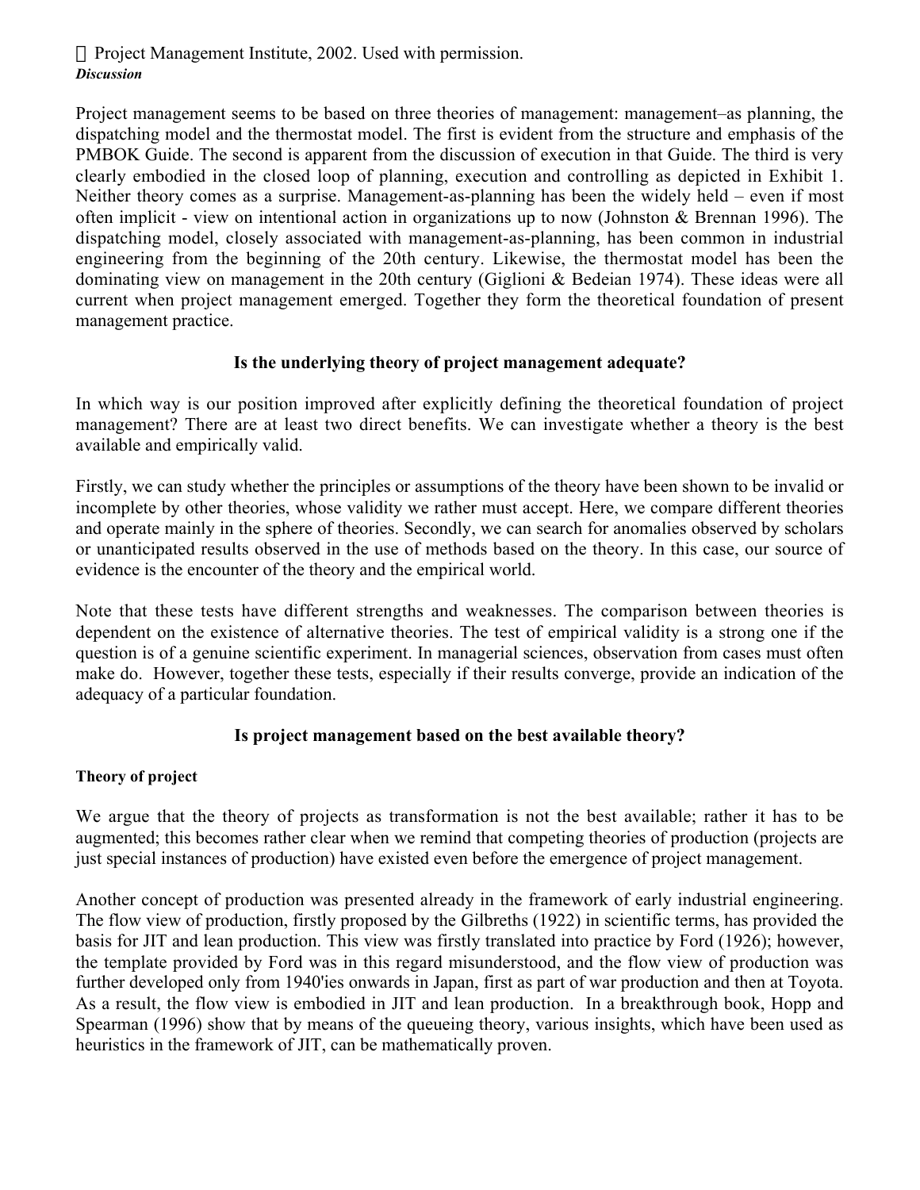Project Management Institute, 2002. Used with permission.

***Discussion***

Project management seems to be based on three theories of management: management–as planning, the dispatching model and the thermostat model. The first is evident from the structure and emphasis of the PMBOK Guide. The second is apparent from the discussion of execution in that Guide. The third is very clearly embodied in the closed loop of planning, execution and controlling as depicted in Exhibit 1. Neither theory comes as a surprise. Management-as-planning has been the widely held – even if most often implicit - view on intentional action in organizations up to now (Johnston & Brennan 1996). The dispatching model, closely associated with management-as-planning, has been common in industrial engineering from the beginning of the 20th century. Likewise, the thermostat model has been the dominating view on management in the 20th century (Giglioni & Bedeian 1974). These ideas were all current when project management emerged. Together they form the theoretical foundation of present management practice.

## Is the underlying theory of project management adequate?

In which way is our position improved after explicitly defining the theoretical foundation of project management? There are at least two direct benefits. We can investigate whether a theory is the best available and empirically valid.

Firstly, we can study whether the principles or assumptions of the theory have been shown to be invalid or incomplete by other theories, whose validity we rather must accept. Here, we compare different theories and operate mainly in the sphere of theories. Secondly, we can search for anomalies observed by scholars or unanticipated results observed in the use of methods based on the theory. In this case, our source of evidence is the encounter of the theory and the empirical world.

Note that these tests have different strengths and weaknesses. The comparison between theories is dependent on the existence of alternative theories. The test of empirical validity is a strong one if the question is of a genuine scientific experiment. In managerial sciences, observation from cases must often make do. However, together these tests, especially if their results converge, provide an indication of the adequacy of a particular foundation.

## Is project management based on the best available theory?

### Theory of project

We argue that the theory of projects as transformation is not the best available; rather it has to be augmented; this becomes rather clear when we remind that competing theories of production (projects are just special instances of production) have existed even before the emergence of project management.

Another concept of production was presented already in the framework of early industrial engineering. The flow view of production, firstly proposed by the Gilbreths (1922) in scientific terms, has provided the basis for JIT and lean production. This view was firstly translated into practice by Ford (1926); however, the template provided by Ford was in this regard misunderstood, and the flow view of production was further developed only from 1940'ies onwards in Japan, first as part of war production and then at Toyota. As a result, the flow view is embodied in JIT and lean production. In a breakthrough book, Hopp and Spearman (1996) show that by means of the queueing theory, various insights, which have been used as heuristics in the framework of JIT, can be mathematically proven.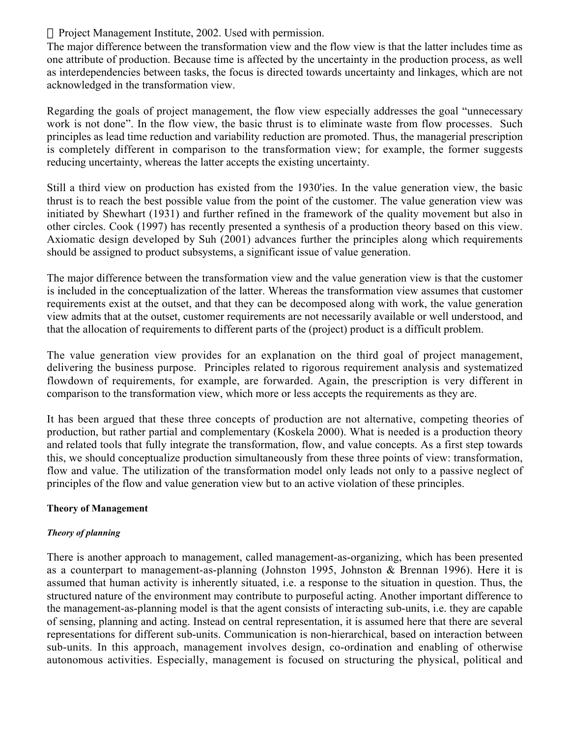Project Management Institute, 2002. Used with permission.

The major difference between the transformation view and the flow view is that the latter includes time as one attribute of production. Because time is affected by the uncertainty in the production process, as well as interdependencies between tasks, the focus is directed towards uncertainty and linkages, which are not acknowledged in the transformation view.

Regarding the goals of project management, the flow view especially addresses the goal "unnecessary work is not done". In the flow view, the basic thrust is to eliminate waste from flow processes. Such principles as lead time reduction and variability reduction are promoted. Thus, the managerial prescription is completely different in comparison to the transformation view; for example, the former suggests reducing uncertainty, whereas the latter accepts the existing uncertainty.

Still a third view on production has existed from the 1930'ies. In the value generation view, the basic thrust is to reach the best possible value from the point of the customer. The value generation view was initiated by Shewhart (1931) and further refined in the framework of the quality movement but also in other circles. Cook (1997) has recently presented a synthesis of a production theory based on this view. Axiomatic design developed by Suh (2001) advances further the principles along which requirements should be assigned to product subsystems, a significant issue of value generation.

The major difference between the transformation view and the value generation view is that the customer is included in the conceptualization of the latter. Whereas the transformation view assumes that customer requirements exist at the outset, and that they can be decomposed along with work, the value generation view admits that at the outset, customer requirements are not necessarily available or well understood, and that the allocation of requirements to different parts of the (project) product is a difficult problem.

The value generation view provides for an explanation on the third goal of project management, delivering the business purpose. Principles related to rigorous requirement analysis and systematized flowdown of requirements, for example, are forwarded. Again, the prescription is very different in comparison to the transformation view, which more or less accepts the requirements as they are.

It has been argued that these three concepts of production are not alternative, competing theories of production, but rather partial and complementary (Koskela 2000). What is needed is a production theory and related tools that fully integrate the transformation, flow, and value concepts. As a first step towards this, we should conceptualize production simultaneously from these three points of view: transformation, flow and value. The utilization of the transformation model only leads not only to a passive neglect of principles of the flow and value generation view but to an active violation of these principles.

**Theory of Management**

***Theory of planning***

There is another approach to management, called management-as-organizing, which has been presented as a counterpart to management-as-planning (Johnston 1995, Johnston & Brennan 1996). Here it is assumed that human activity is inherently situated, i.e. a response to the situation in question. Thus, the structured nature of the environment may contribute to purposeful acting. Another important difference to the management-as-planning model is that the agent consists of interacting sub-units, i.e. they are capable of sensing, planning and acting. Instead on central representation, it is assumed here that there are several representations for different sub-units. Communication is non-hierarchical, based on interaction between sub-units. In this approach, management involves design, co-ordination and enabling of otherwise autonomous activities. Especially, management is focused on structuring the physical, political and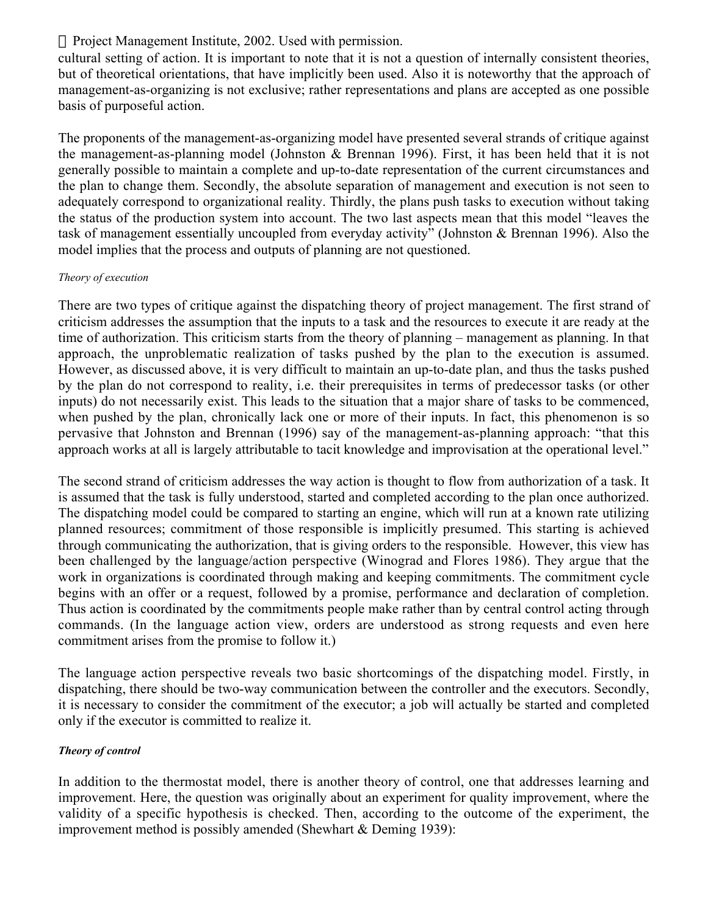cultural setting of action. It is important to note that it is not a question of internally consistent theories, but of theoretical orientations, that have implicitly been used. Also it is noteworthy that the approach of management-as-organizing is not exclusive; rather representations and plans are accepted as one possible basis of purposeful action.

The proponents of the management-as-organizing model have presented several strands of critique against the management-as-planning model (Johnston & Brennan 1996). First, it has been held that it is not generally possible to maintain a complete and up-to-date representation of the current circumstances and the plan to change them. Secondly, the absolute separation of management and execution is not seen to adequately correspond to organizational reality. Thirdly, the plans push tasks to execution without taking the status of the production system into account. The two last aspects mean that this model "leaves the task of management essentially uncoupled from everyday activity" (Johnston & Brennan 1996). Also the model implies that the process and outputs of planning are not questioned.

*Theory of execution*

There are two types of critique against the dispatching theory of project management. The first strand of criticism addresses the assumption that the inputs to a task and the resources to execute it are ready at the time of authorization. This criticism starts from the theory of planning – management as planning. In that approach, the unproblematic realization of tasks pushed by the plan to the execution is assumed. However, as discussed above, it is very difficult to maintain an up-to-date plan, and thus the tasks pushed by the plan do not correspond to reality, i.e. their prerequisites in terms of predecessor tasks (or other inputs) do not necessarily exist. This leads to the situation that a major share of tasks to be commenced, when pushed by the plan, chronically lack one or more of their inputs. In fact, this phenomenon is so pervasive that Johnston and Brennan (1996) say of the management-as-planning approach: "that this approach works at all is largely attributable to tacit knowledge and improvisation at the operational level."

The second strand of criticism addresses the way action is thought to flow from authorization of a task. It is assumed that the task is fully understood, started and completed according to the plan once authorized. The dispatching model could be compared to starting an engine, which will run at a known rate utilizing planned resources; commitment of those responsible is implicitly presumed. This starting is achieved through communicating the authorization, that is giving orders to the responsible. However, this view has been challenged by the language/action perspective (Winograd and Flores 1986). They argue that the work in organizations is coordinated through making and keeping commitments. The commitment cycle begins with an offer or a request, followed by a promise, performance and declaration of completion. Thus action is coordinated by the commitments people make rather than by central control acting through commands. (In the language action view, orders are understood as strong requests and even here commitment arises from the promise to follow it.)

The language action perspective reveals two basic shortcomings of the dispatching model. Firstly, in dispatching, there should be two-way communication between the controller and the executors. Secondly, it is necessary to consider the commitment of the executor; a job will actually be started and completed only if the executor is committed to realize it.

***Theory of control***

In addition to the thermostat model, there is another theory of control, one that addresses learning and improvement. Here, the question was originally about an experiment for quality improvement, where the validity of a specific hypothesis is checked. Then, according to the outcome of the experiment, the improvement method is possibly amended (Shewhart & Deming 1939):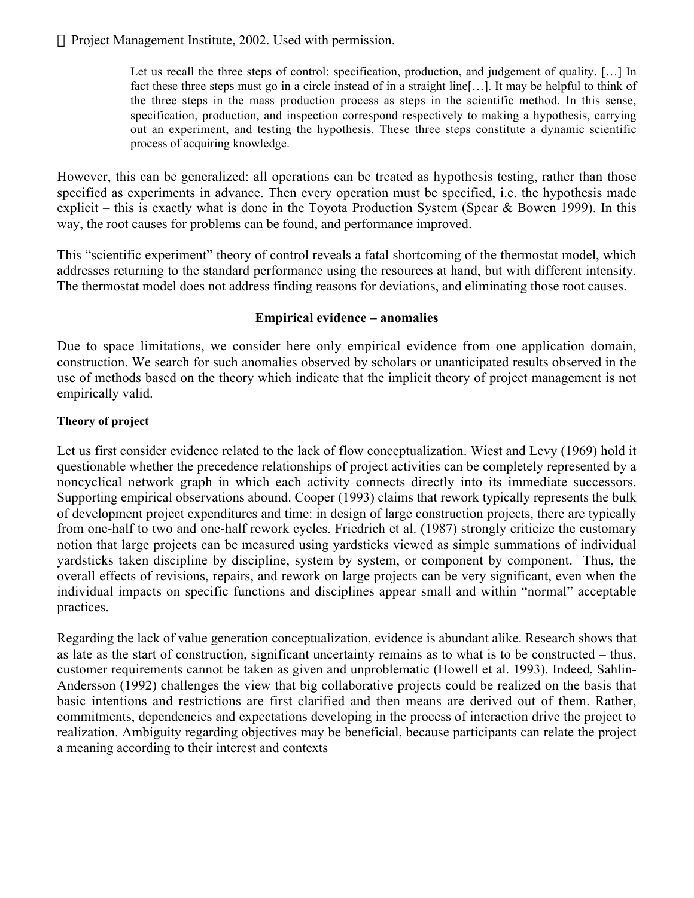© Project Management Institute, 2002. Used with permission.

> Let us recall the three steps of control: specification, production, and judgement of quality. […] In fact these three steps must go in a circle instead of in a straight line[…]. It may be helpful to think of the three steps in the mass production process as steps in the scientific method. In this sense, specification, production, and inspection correspond respectively to making a hypothesis, carrying out an experiment, and testing the hypothesis. These three steps constitute a dynamic scientific process of acquiring knowledge.

However, this can be generalized: all operations can be treated as hypothesis testing, rather than those specified as experiments in advance. Then every operation must be specified, i.e. the hypothesis made explicit – this is exactly what is done in the Toyota Production System (Spear & Bowen 1999). In this way, the root causes for problems can be found, and performance improved.

This "scientific experiment" theory of control reveals a fatal shortcoming of the thermostat model, which addresses returning to the standard performance using the resources at hand, but with different intensity. The thermostat model does not address finding reasons for deviations, and eliminating those root causes.

## Empirical evidence – anomalies

Due to space limitations, we consider here only empirical evidence from one application domain, construction. We search for such anomalies observed by scholars or unanticipated results observed in the use of methods based on the theory which indicate that the implicit theory of project management is not empirically valid.

### Theory of project

Let us first consider evidence related to the lack of flow conceptualization. Wiest and Levy (1969) hold it questionable whether the precedence relationships of project activities can be completely represented by a noncyclical network graph in which each activity connects directly into its immediate successors. Supporting empirical observations abound. Cooper (1993) claims that rework typically represents the bulk of development project expenditures and time: in design of large construction projects, there are typically from one-half to two and one-half rework cycles. Friedrich et al. (1987) strongly criticize the customary notion that large projects can be measured using yardsticks viewed as simple summations of individual yardsticks taken discipline by discipline, system by system, or component by component. Thus, the overall effects of revisions, repairs, and rework on large projects can be very significant, even when the individual impacts on specific functions and disciplines appear small and within "normal" acceptable practices.

Regarding the lack of value generation conceptualization, evidence is abundant alike. Research shows that as late as the start of construction, significant uncertainty remains as to what is to be constructed – thus, customer requirements cannot be taken as given and unproblematic (Howell et al. 1993). Indeed, Sahlin-Andersson (1992) challenges the view that big collaborative projects could be realized on the basis that basic intentions and restrictions are first clarified and then means are derived out of them. Rather, commitments, dependencies and expectations developing in the process of interaction drive the project to realization. Ambiguity regarding objectives may be beneficial, because participants can relate the project a meaning according to their interest and contexts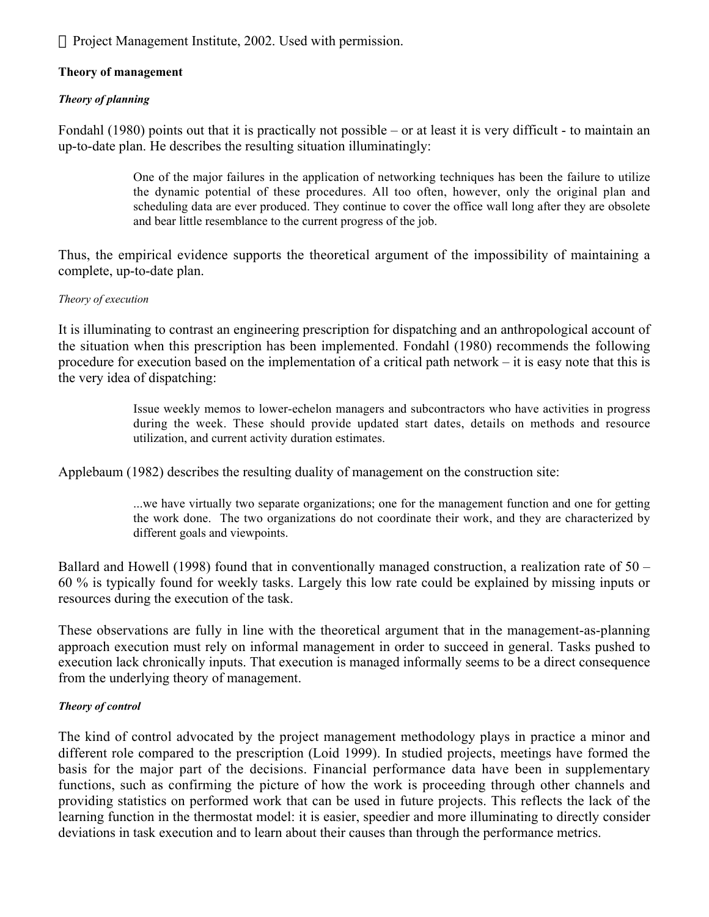© Project Management Institute, 2002. Used with permission.

**Theory of management**

***Theory of planning***

Fondahl (1980) points out that it is practically not possible – or at least it is very difficult - to maintain an up-to-date plan. He describes the resulting situation illuminatingly:

> One of the major failures in the application of networking techniques has been the failure to utilize the dynamic potential of these procedures. All too often, however, only the original plan and scheduling data are ever produced. They continue to cover the office wall long after they are obsolete and bear little resemblance to the current progress of the job.

Thus, the empirical evidence supports the theoretical argument of the impossibility of maintaining a complete, up-to-date plan.

*Theory of execution*

It is illuminating to contrast an engineering prescription for dispatching and an anthropological account of the situation when this prescription has been implemented. Fondahl (1980) recommends the following procedure for execution based on the implementation of a critical path network – it is easy note that this is the very idea of dispatching:

> Issue weekly memos to lower-echelon managers and subcontractors who have activities in progress during the week. These should provide updated start dates, details on methods and resource utilization, and current activity duration estimates.

Applebaum (1982) describes the resulting duality of management on the construction site:

> ...we have virtually two separate organizations; one for the management function and one for getting the work done. The two organizations do not coordinate their work, and they are characterized by different goals and viewpoints.

Ballard and Howell (1998) found that in conventionally managed construction, a realization rate of 50 – 60 % is typically found for weekly tasks. Largely this low rate could be explained by missing inputs or resources during the execution of the task.

These observations are fully in line with the theoretical argument that in the management-as-planning approach execution must rely on informal management in order to succeed in general. Tasks pushed to execution lack chronically inputs. That execution is managed informally seems to be a direct consequence from the underlying theory of management.

***Theory of control***

The kind of control advocated by the project management methodology plays in practice a minor and different role compared to the prescription (Loid 1999). In studied projects, meetings have formed the basis for the major part of the decisions. Financial performance data have been in supplementary functions, such as confirming the picture of how the work is proceeding through other channels and providing statistics on performed work that can be used in future projects. This reflects the lack of the learning function in the thermostat model: it is easier, speedier and more illuminating to directly consider deviations in task execution and to learn about their causes than through the performance metrics.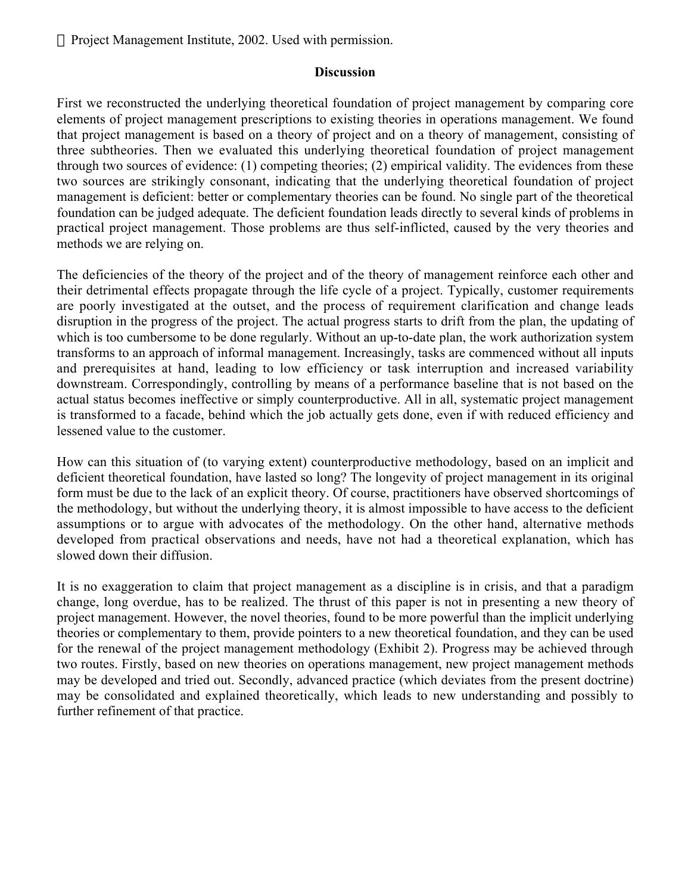Project Management Institute, 2002. Used with permission.

## Discussion

First we reconstructed the underlying theoretical foundation of project management by comparing core elements of project management prescriptions to existing theories in operations management. We found that project management is based on a theory of project and on a theory of management, consisting of three subtheories. Then we evaluated this underlying theoretical foundation of project management through two sources of evidence: (1) competing theories; (2) empirical validity. The evidences from these two sources are strikingly consonant, indicating that the underlying theoretical foundation of project management is deficient: better or complementary theories can be found. No single part of the theoretical foundation can be judged adequate. The deficient foundation leads directly to several kinds of problems in practical project management. Those problems are thus self-inflicted, caused by the very theories and methods we are relying on.

The deficiencies of the theory of the project and of the theory of management reinforce each other and their detrimental effects propagate through the life cycle of a project. Typically, customer requirements are poorly investigated at the outset, and the process of requirement clarification and change leads disruption in the progress of the project. The actual progress starts to drift from the plan, the updating of which is too cumbersome to be done regularly. Without an up-to-date plan, the work authorization system transforms to an approach of informal management. Increasingly, tasks are commenced without all inputs and prerequisites at hand, leading to low efficiency or task interruption and increased variability downstream. Correspondingly, controlling by means of a performance baseline that is not based on the actual status becomes ineffective or simply counterproductive. All in all, systematic project management is transformed to a facade, behind which the job actually gets done, even if with reduced efficiency and lessened value to the customer.

How can this situation of (to varying extent) counterproductive methodology, based on an implicit and deficient theoretical foundation, have lasted so long? The longevity of project management in its original form must be due to the lack of an explicit theory. Of course, practitioners have observed shortcomings of the methodology, but without the underlying theory, it is almost impossible to have access to the deficient assumptions or to argue with advocates of the methodology. On the other hand, alternative methods developed from practical observations and needs, have not had a theoretical explanation, which has slowed down their diffusion.

It is no exaggeration to claim that project management as a discipline is in crisis, and that a paradigm change, long overdue, has to be realized. The thrust of this paper is not in presenting a new theory of project management. However, the novel theories, found to be more powerful than the implicit underlying theories or complementary to them, provide pointers to a new theoretical foundation, and they can be used for the renewal of the project management methodology (Exhibit 2). Progress may be achieved through two routes. Firstly, based on new theories on operations management, new project management methods may be developed and tried out. Secondly, advanced practice (which deviates from the present doctrine) may be consolidated and explained theoretically, which leads to new understanding and possibly to further refinement of that practice.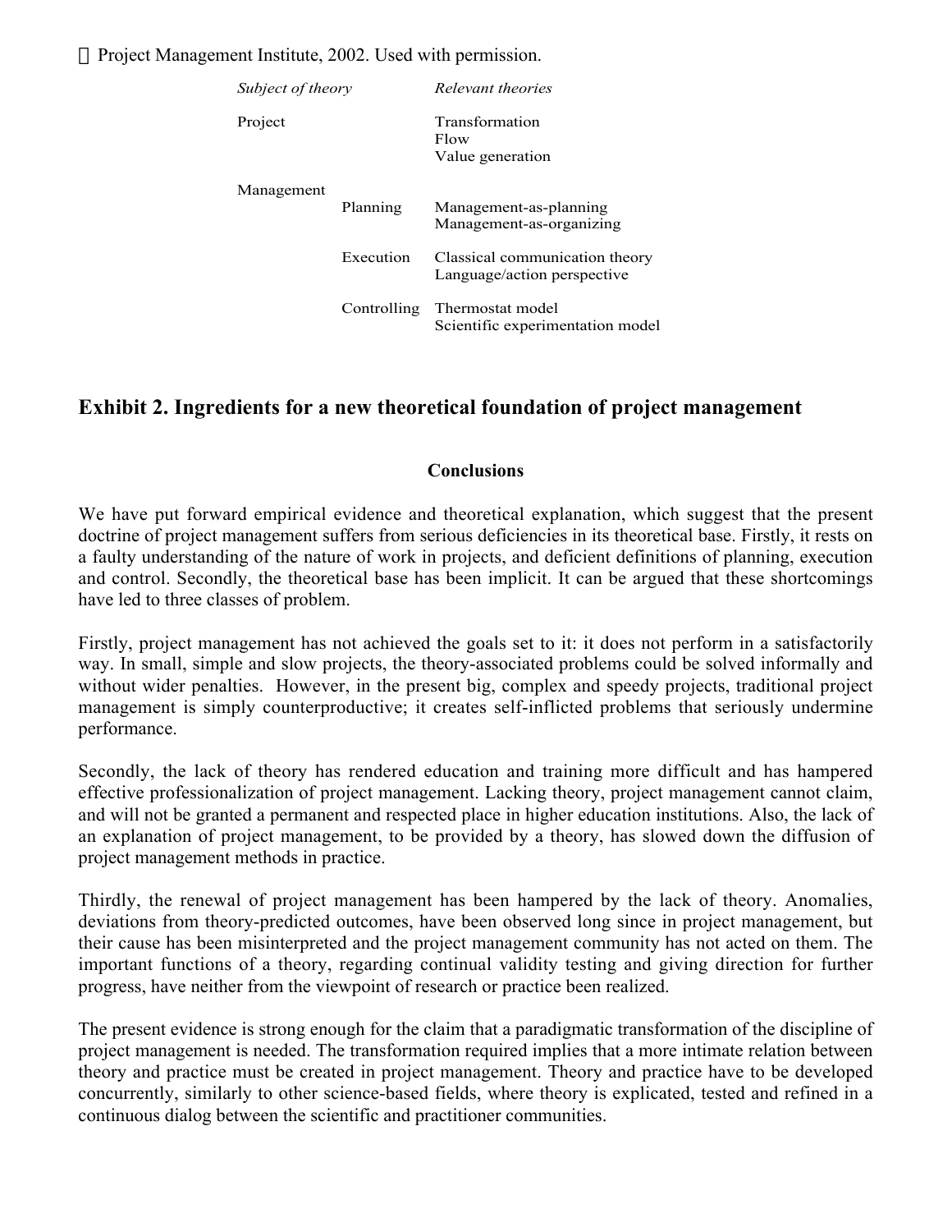Project Management Institute, 2002. Used with permission.

| *Subject of theory* | | *Relevant theories* |
|---|---|---|
| Project | | Transformation<br>Flow<br>Value generation |
| Management | Planning | Management-as-planning<br>Management-as-organizing |
| | Execution | Classical communication theory<br>Language/action perspective |
| | Controlling | Thermostat model<br>Scientific experimentation model |

## Exhibit 2. Ingredients for a new theoretical foundation of project management

### Conclusions

We have put forward empirical evidence and theoretical explanation, which suggest that the present doctrine of project management suffers from serious deficiencies in its theoretical base. Firstly, it rests on a faulty understanding of the nature of work in projects, and deficient definitions of planning, execution and control. Secondly, the theoretical base has been implicit. It can be argued that these shortcomings have led to three classes of problem.

Firstly, project management has not achieved the goals set to it: it does not perform in a satisfactorily way. In small, simple and slow projects, the theory-associated problems could be solved informally and without wider penalties. However, in the present big, complex and speedy projects, traditional project management is simply counterproductive; it creates self-inflicted problems that seriously undermine performance.

Secondly, the lack of theory has rendered education and training more difficult and has hampered effective professionalization of project management. Lacking theory, project management cannot claim, and will not be granted a permanent and respected place in higher education institutions. Also, the lack of an explanation of project management, to be provided by a theory, has slowed down the diffusion of project management methods in practice.

Thirdly, the renewal of project management has been hampered by the lack of theory. Anomalies, deviations from theory-predicted outcomes, have been observed long since in project management, but their cause has been misinterpreted and the project management community has not acted on them. The important functions of a theory, regarding continual validity testing and giving direction for further progress, have neither from the viewpoint of research or practice been realized.

The present evidence is strong enough for the claim that a paradigmatic transformation of the discipline of project management is needed. The transformation required implies that a more intimate relation between theory and practice must be created in project management. Theory and practice have to be developed concurrently, similarly to other science-based fields, where theory is explicated, tested and refined in a continuous dialog between the scientific and practitioner communities.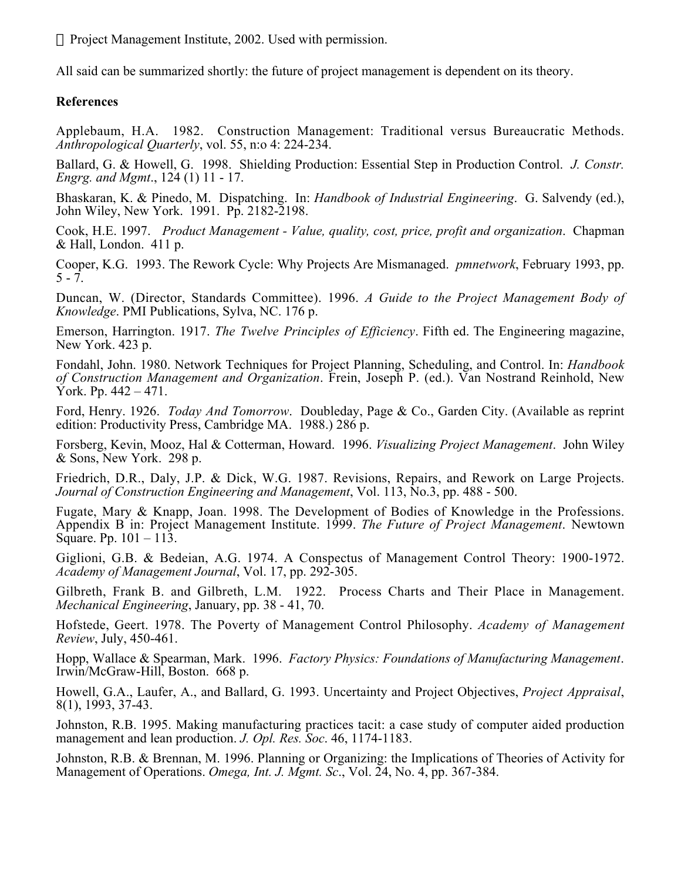Project Management Institute, 2002. Used with permission.

All said can be summarized shortly: the future of project management is dependent on its theory.

**References**

Applebaum, H.A. 1982. Construction Management: Traditional versus Bureaucratic Methods. *Anthropological Quarterly*, vol. 55, n:o 4: 224-234.

Ballard, G. & Howell, G. 1998. Shielding Production: Essential Step in Production Control. *J. Constr. Engrg. and Mgmt*., 124 (1) 11 - 17.

Bhaskaran, K. & Pinedo, M. Dispatching. In: *Handbook of Industrial Engineering*. G. Salvendy (ed.), John Wiley, New York. 1991. Pp. 2182-2198.

Cook, H.E. 1997. *Product Management - Value, quality, cost, price, profit and organization*. Chapman & Hall, London. 411 p.

Cooper, K.G. 1993. The Rework Cycle: Why Projects Are Mismanaged. *pmnetwork*, February 1993, pp. 5 - 7.

Duncan, W. (Director, Standards Committee). 1996. *A Guide to the Project Management Body of Knowledge*. PMI Publications, Sylva, NC. 176 p.

Emerson, Harrington. 1917. *The Twelve Principles of Efficiency*. Fifth ed. The Engineering magazine, New York. 423 p.

Fondahl, John. 1980. Network Techniques for Project Planning, Scheduling, and Control. In: *Handbook of Construction Management and Organization*. Frein, Joseph P. (ed.). Van Nostrand Reinhold, New York. Pp. 442 – 471.

Ford, Henry. 1926. *Today And Tomorrow*. Doubleday, Page & Co., Garden City. (Available as reprint edition: Productivity Press, Cambridge MA. 1988.) 286 p.

Forsberg, Kevin, Mooz, Hal & Cotterman, Howard. 1996. *Visualizing Project Management*. John Wiley & Sons, New York. 298 p.

Friedrich, D.R., Daly, J.P. & Dick, W.G. 1987. Revisions, Repairs, and Rework on Large Projects. *Journal of Construction Engineering and Management*, Vol. 113, No.3, pp. 488 - 500.

Fugate, Mary & Knapp, Joan. 1998. The Development of Bodies of Knowledge in the Professions. Appendix B in: Project Management Institute. 1999. *The Future of Project Management*. Newtown Square. Pp. 101 – 113.

Giglioni, G.B. & Bedeian, A.G. 1974. A Conspectus of Management Control Theory: 1900-1972. *Academy of Management Journal*, Vol. 17, pp. 292-305.

Gilbreth, Frank B. and Gilbreth, L.M. 1922. Process Charts and Their Place in Management. *Mechanical Engineering*, January, pp. 38 - 41, 70.

Hofstede, Geert. 1978. The Poverty of Management Control Philosophy. *Academy of Management Review*, July, 450-461.

Hopp, Wallace & Spearman, Mark. 1996. *Factory Physics: Foundations of Manufacturing Management*. Irwin/McGraw-Hill, Boston. 668 p.

Howell, G.A., Laufer, A., and Ballard, G. 1993. Uncertainty and Project Objectives, *Project Appraisal*, 8(1), 1993, 37-43.

Johnston, R.B. 1995. Making manufacturing practices tacit: a case study of computer aided production management and lean production. *J. Opl. Res. Soc*. 46, 1174-1183.

Johnston, R.B. & Brennan, M. 1996. Planning or Organizing: the Implications of Theories of Activity for Management of Operations. *Omega, Int. J. Mgmt. Sc*., Vol. 24, No. 4, pp. 367-384.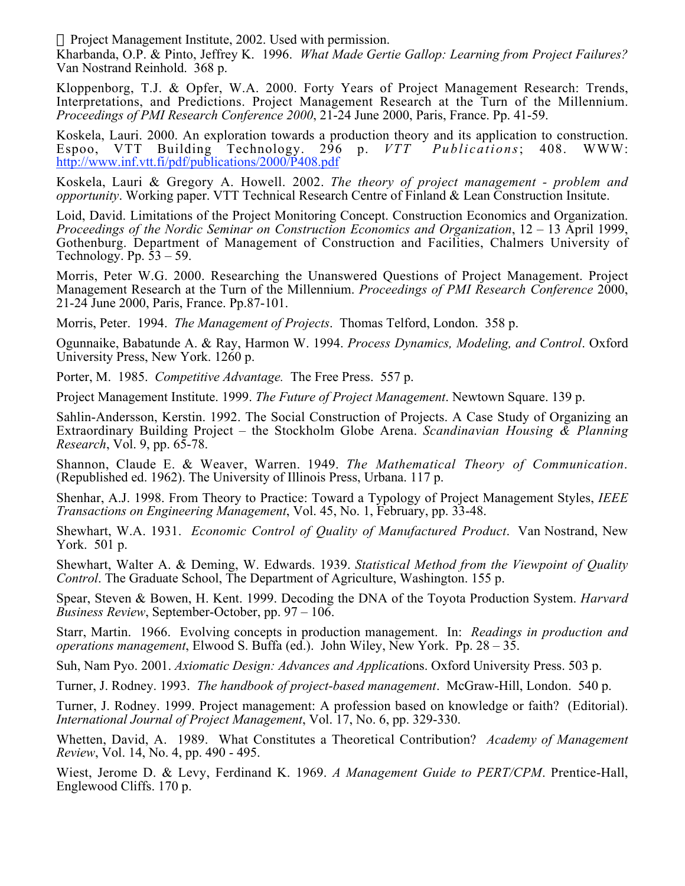Project Management Institute, 2002. Used with permission.

Kharbanda, O.P. & Pinto, Jeffrey K. 1996. *What Made Gertie Gallop: Learning from Project Failures?* Van Nostrand Reinhold. 368 p.

Kloppenborg, T.J. & Opfer, W.A. 2000. Forty Years of Project Management Research: Trends, Interpretations, and Predictions. Project Management Research at the Turn of the Millennium. *Proceedings of PMI Research Conference 2000*, 21-24 June 2000, Paris, France. Pp. 41-59.

Koskela, Lauri. 2000. An exploration towards a production theory and its application to construction. Espoo, VTT Building Technology. 296 p. *VTT Publications*; 408. WWW: http://www.inf.vtt.fi/pdf/publications/2000/P408.pdf

Koskela, Lauri & Gregory A. Howell. 2002. *The theory of project management - problem and opportunity*. Working paper. VTT Technical Research Centre of Finland & Lean Construction Insitute.

Loid, David. Limitations of the Project Monitoring Concept. Construction Economics and Organization. *Proceedings of the Nordic Seminar on Construction Economics and Organization*, 12 – 13 April 1999, Gothenburg. Department of Management of Construction and Facilities, Chalmers University of Technology. Pp. 53 – 59.

Morris, Peter W.G. 2000. Researching the Unanswered Questions of Project Management. Project Management Research at the Turn of the Millennium. *Proceedings of PMI Research Conference* 2000, 21-24 June 2000, Paris, France. Pp.87-101.

Morris, Peter. 1994. *The Management of Projects*. Thomas Telford, London. 358 p.

Ogunnaike, Babatunde A. & Ray, Harmon W. 1994. *Process Dynamics, Modeling, and Control*. Oxford University Press, New York. 1260 p.

Porter, M. 1985. *Competitive Advantage.* The Free Press. 557 p.

Project Management Institute. 1999. *The Future of Project Management*. Newtown Square. 139 p.

Sahlin-Andersson, Kerstin. 1992. The Social Construction of Projects. A Case Study of Organizing an Extraordinary Building Project – the Stockholm Globe Arena. *Scandinavian Housing & Planning Research*, Vol. 9, pp. 65-78.

Shannon, Claude E. & Weaver, Warren. 1949. *The Mathematical Theory of Communication*. (Republished ed. 1962). The University of Illinois Press, Urbana. 117 p.

Shenhar, A.J. 1998. From Theory to Practice: Toward a Typology of Project Management Styles, *IEEE Transactions on Engineering Management*, Vol. 45, No. 1, February, pp. 33-48.

Shewhart, W.A. 1931. *Economic Control of Quality of Manufactured Product*. Van Nostrand, New York. 501 p.

Shewhart, Walter A. & Deming, W. Edwards. 1939. *Statistical Method from the Viewpoint of Quality Control*. The Graduate School, The Department of Agriculture, Washington. 155 p.

Spear, Steven & Bowen, H. Kent. 1999. Decoding the DNA of the Toyota Production System. *Harvard Business Review*, September-October, pp. 97 – 106.

Starr, Martin. 1966. Evolving concepts in production management. In: *Readings in production and operations management*, Elwood S. Buffa (ed.). John Wiley, New York. Pp. 28 – 35.

Suh, Nam Pyo. 2001. *Axiomatic Design: Advances and Applicati*ons. Oxford University Press. 503 p.

Turner, J. Rodney. 1993. *The handbook of project-based management*. McGraw-Hill, London. 540 p.

Turner, J. Rodney. 1999. Project management: A profession based on knowledge or faith? (Editorial). *International Journal of Project Management*, Vol. 17, No. 6, pp. 329-330.

Whetten, David, A. 1989. What Constitutes a Theoretical Contribution? *Academy of Management Review*, Vol. 14, No. 4, pp. 490 - 495.

Wiest, Jerome D. & Levy, Ferdinand K. 1969. *A Management Guide to PERT/CPM*. Prentice-Hall, Englewood Cliffs. 170 p.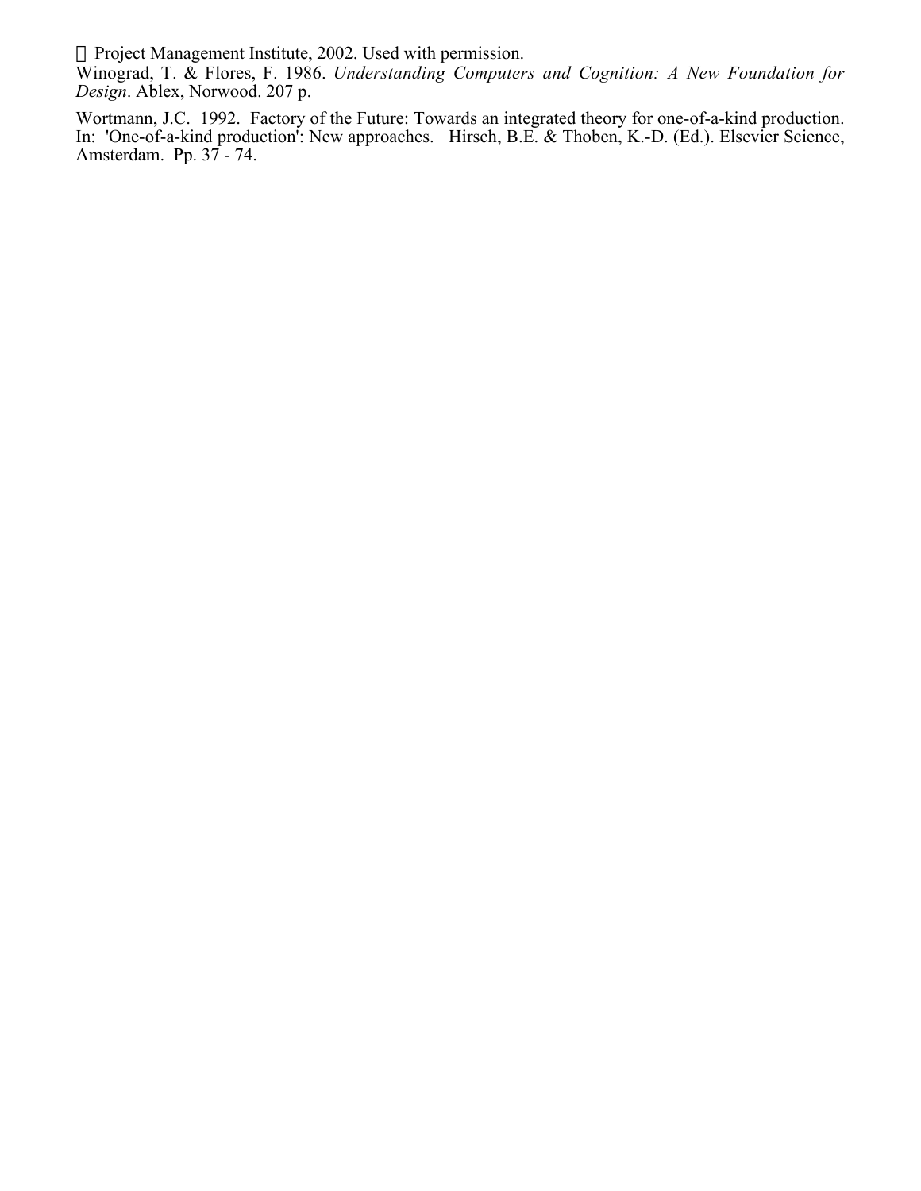Project Management Institute, 2002. Used with permission.

Winograd, T. & Flores, F. 1986. *Understanding Computers and Cognition: A New Foundation for Design*. Ablex, Norwood. 207 p.

Wortmann, J.C. 1992. Factory of the Future: Towards an integrated theory for one-of-a-kind production. In: 'One-of-a-kind production': New approaches. Hirsch, B.E. & Thoben, K.-D. (Ed.). Elsevier Science, Amsterdam. Pp. 37 - 74.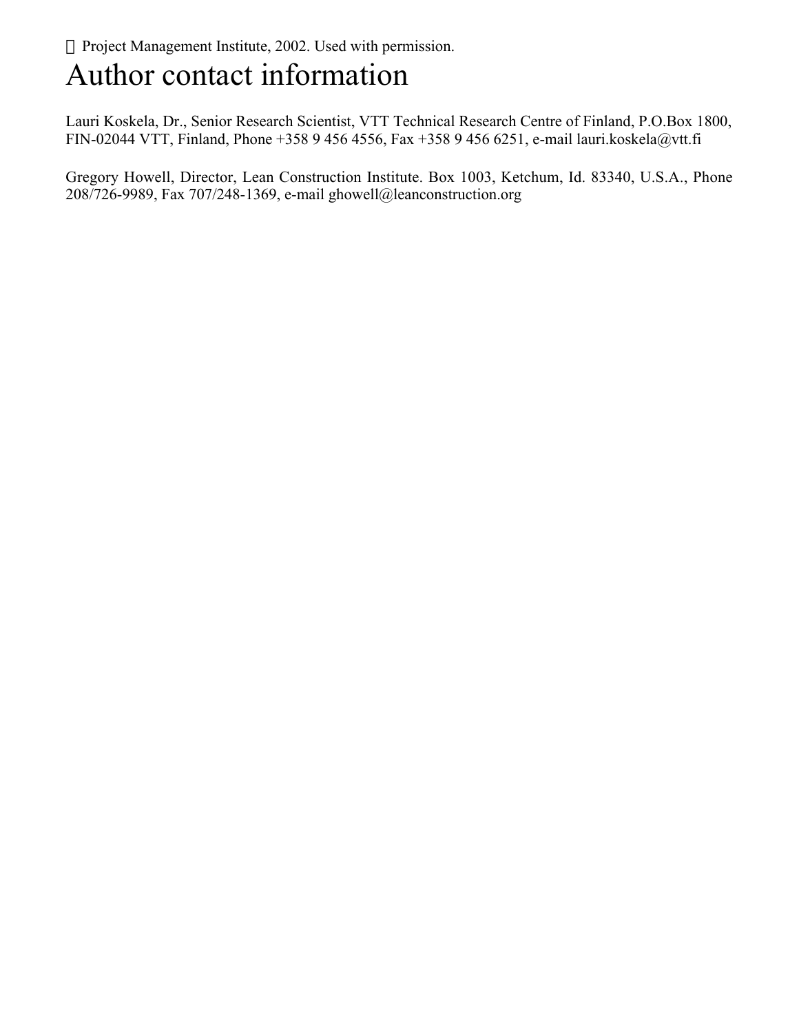© Project Management Institute, 2002. Used with permission.

# Author contact information

Lauri Koskela, Dr., Senior Research Scientist, VTT Technical Research Centre of Finland, P.O.Box 1800, FIN-02044 VTT, Finland, Phone +358 9 456 4556, Fax +358 9 456 6251, e-mail lauri.koskela@vtt.fi

Gregory Howell, Director, Lean Construction Institute. Box 1003, Ketchum, Id. 83340, U.S.A., Phone 208/726-9989, Fax 707/248-1369, e-mail ghowell@leanconstruction.org